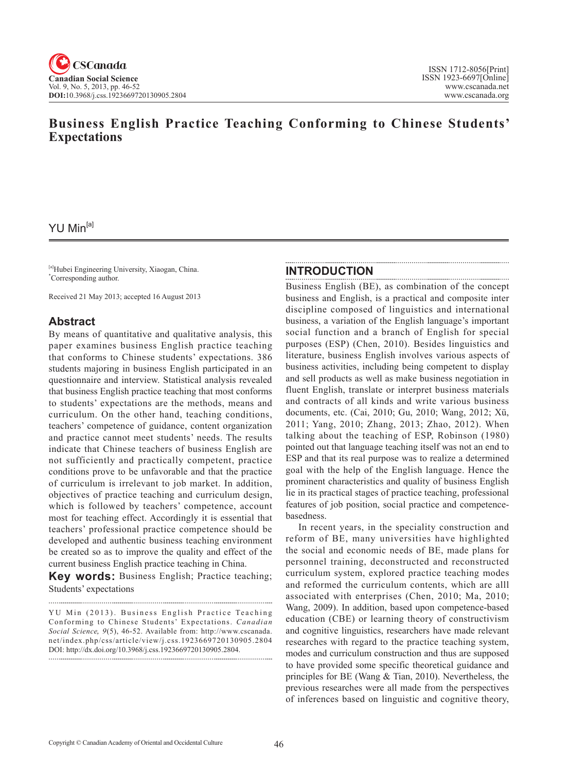# Business English Practice Teaching Conforming to Chinese Students' Expectations

YU Min[a]

[a]Hubei Engineering University, Xiaogan, China.
*Corresponding author.

Received 21 May 2013; accepted 16 August 2013

## Abstract

By means of quantitative and qualitative analysis, this paper examines business English practice teaching that conforms to Chinese students' expectations. 386 students majoring in business English participated in an questionnaire and interview. Statistical analysis revealed that business English practice teaching that most conforms to students' expectations are the methods, means and curriculum. On the other hand, teaching conditions, teachers' competence of guidance, content organization and practice cannot meet students' needs. The results indicate that Chinese teachers of business English are not sufficiently and practically competent, practice conditions prove to be unfavorable and that the practice of curriculum is irrelevant to job market. In addition, objectives of practice teaching and curriculum design, which is followed by teachers' competence, account most for teaching effect. Accordingly it is essential that teachers' professional practice competence should be developed and authentic business teaching environment be created so as to improve the quality and effect of the current business English practice teaching in China.

**Key words:** Business English; Practice teaching; Students' expectations

YU Min (2013). Business English Practice Teaching Conforming to Chinese Students' Expectations. *Canadian Social Science, 9*(5), 46-52. Available from: http://www.cscanada.net/index.php/css/article/view/j.css.1923669720130905.2804 DOI: http://dx.doi.org/10.3968/j.css.1923669720130905.2804.

## INTRODUCTION

Business English (BE), as combination of the concept business and English, is a practical and composite inter discipline composed of linguistics and international business, a variation of the English language's important social function and a branch of English for special purposes (ESP) (Chen, 2010). Besides linguistics and literature, business English involves various aspects of business activities, including being competent to display and sell products as well as make business negotiation in fluent English, translate or interpret business materials and contracts of all kinds and write various business documents, etc. (Cai, 2010; Gu, 2010; Wang, 2012; Xü, 2011; Yang, 2010; Zhang, 2013; Zhao, 2012). When talking about the teaching of ESP, Robinson (1980) pointed out that language teaching itself was not an end to ESP and that its real purpose was to realize a determined goal with the help of the English language. Hence the prominent characteristics and quality of business English lie in its practical stages of practice teaching, professional features of job position, social practice and competence-basedness.

In recent years, in the speciality construction and reform of BE, many universities have highlighted the social and economic needs of BE, made plans for personnel training, deconstructed and reconstructed curriculum system, explored practice teaching modes and reformed the curriculum contents, which are alll associated with enterprises (Chen, 2010; Ma, 2010; Wang, 2009). In addition, based upon competence-based education (CBE) or learning theory of constructivism and cognitive linguistics, researchers have made relevant researches with regard to the practice teaching system, modes and curriculum construction and thus are supposed to have provided some specific theoretical guidance and principles for BE (Wang & Tian, 2010). Nevertheless, the previous researches were all made from the perspectives of inferences based on linguistic and cognitive theory,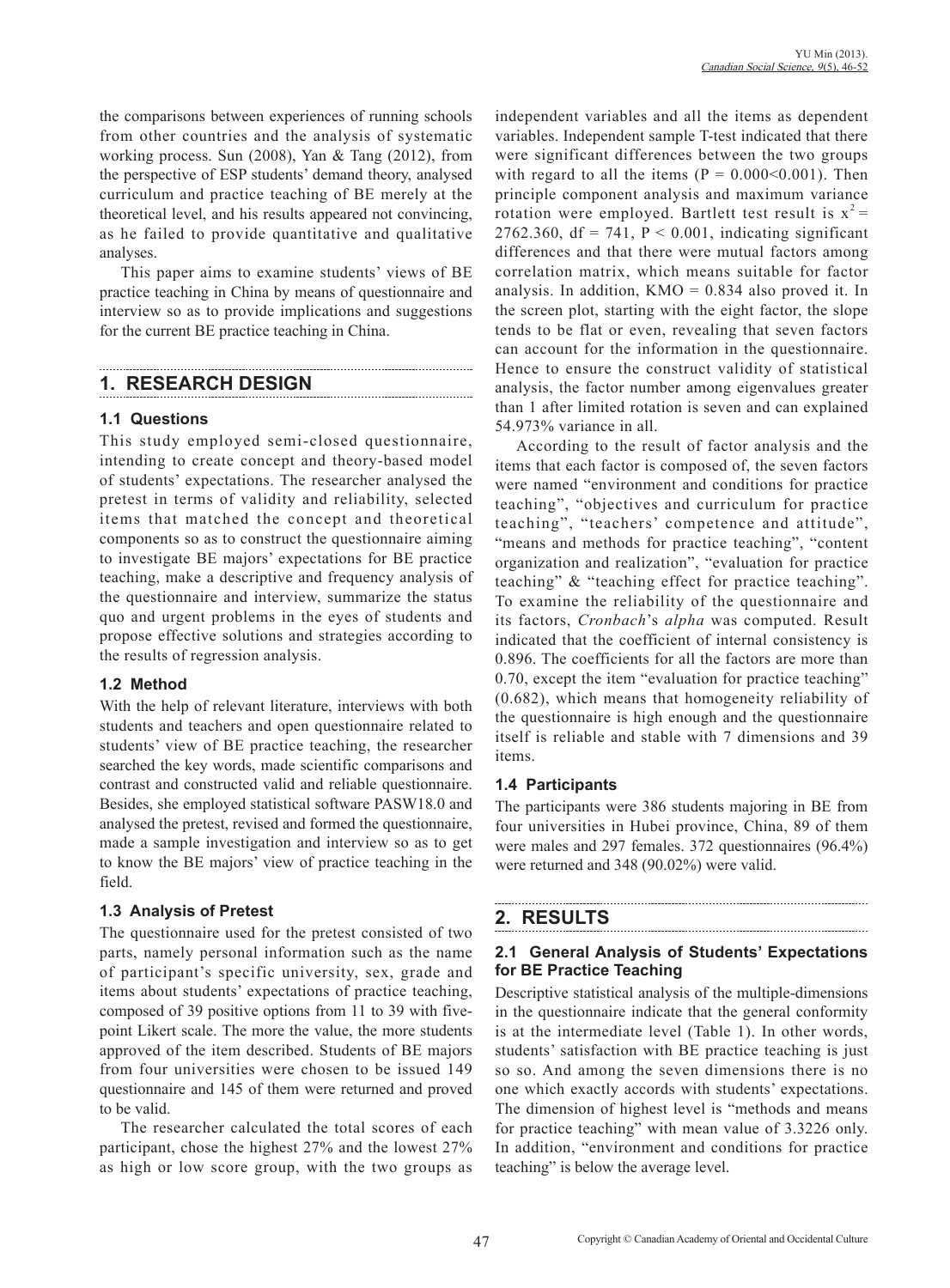the comparisons between experiences of running schools from other countries and the analysis of systematic working process. Sun (2008), Yan & Tang (2012), from the perspective of ESP students' demand theory, analysed curriculum and practice teaching of BE merely at the theoretical level, and his results appeared not convincing, as he failed to provide quantitative and qualitative analyses.

This paper aims to examine students' views of BE practice teaching in China by means of questionnaire and interview so as to provide implications and suggestions for the current BE practice teaching in China.

## 1. RESEARCH DESIGN

### 1.1 Questions

This study employed semi-closed questionnaire, intending to create concept and theory-based model of students' expectations. The researcher analysed the pretest in terms of validity and reliability, selected items that matched the concept and theoretical components so as to construct the questionnaire aiming to investigate BE majors' expectations for BE practice teaching, make a descriptive and frequency analysis of the questionnaire and interview, summarize the status quo and urgent problems in the eyes of students and propose effective solutions and strategies according to the results of regression analysis.

### 1.2 Method

With the help of relevant literature, interviews with both students and teachers and open questionnaire related to students' view of BE practice teaching, the researcher searched the key words, made scientific comparisons and contrast and constructed valid and reliable questionnaire. Besides, she employed statistical software PASW18.0 and analysed the pretest, revised and formed the questionnaire, made a sample investigation and interview so as to get to know the BE majors' view of practice teaching in the field.

### 1.3 Analysis of Pretest

The questionnaire used for the pretest consisted of two parts, namely personal information such as the name of participant's specific university, sex, grade and items about students' expectations of practice teaching, composed of 39 positive options from 11 to 39 with five-point Likert scale. The more the value, the more students approved of the item described. Students of BE majors from four universities were chosen to be issued 149 questionnaire and 145 of them were returned and proved to be valid.

The researcher calculated the total scores of each participant, chose the highest 27% and the lowest 27% as high or low score group, with the two groups as independent variables and all the items as dependent variables. Independent sample T-test indicated that there were significant differences between the two groups with regard to all the items ($P = 0.000<0.001$). Then principle component analysis and maximum variance rotation were employed. Bartlett test result is $x^2 = 2762.360$, $df = 741$, $P < 0.001$, indicating significant differences and that there were mutual factors among correlation matrix, which means suitable for factor analysis. In addition, $KMO = 0.834$ also proved it. In the screen plot, starting with the eight factor, the slope tends to be flat or even, revealing that seven factors can account for the information in the questionnaire. Hence to ensure the construct validity of statistical analysis, the factor number among eigenvalues greater than 1 after limited rotation is seven and can explained 54.973% variance in all.

According to the result of factor analysis and the items that each factor is composed of, the seven factors were named "environment and conditions for practice teaching", "objectives and curriculum for practice teaching", "teachers' competence and attitude", "means and methods for practice teaching", "content organization and realization", "evaluation for practice teaching" & "teaching effect for practice teaching". To examine the reliability of the questionnaire and its factors, *Cronbach*'s *alpha* was computed. Result indicated that the coefficient of internal consistency is 0.896. The coefficients for all the factors are more than 0.70, except the item "evaluation for practice teaching" (0.682), which means that homogeneity reliability of the questionnaire is high enough and the questionnaire itself is reliable and stable with 7 dimensions and 39 items.

### 1.4 Participants

The participants were 386 students majoring in BE from four universities in Hubei province, China, 89 of them were males and 297 females. 372 questionnaires (96.4%) were returned and 348 (90.02%) were valid.

## 2. RESULTS

### 2.1 General Analysis of Students' Expectations for BE Practice Teaching

Descriptive statistical analysis of the multiple-dimensions in the questionnaire indicate that the general conformity is at the intermediate level (Table 1). In other words, students' satisfaction with BE practice teaching is just so so. And among the seven dimensions there is no one which exactly accords with students' expectations. The dimension of highest level is "methods and means for practice teaching" with mean value of 3.3226 only. In addition, "environment and conditions for practice teaching" is below the average level.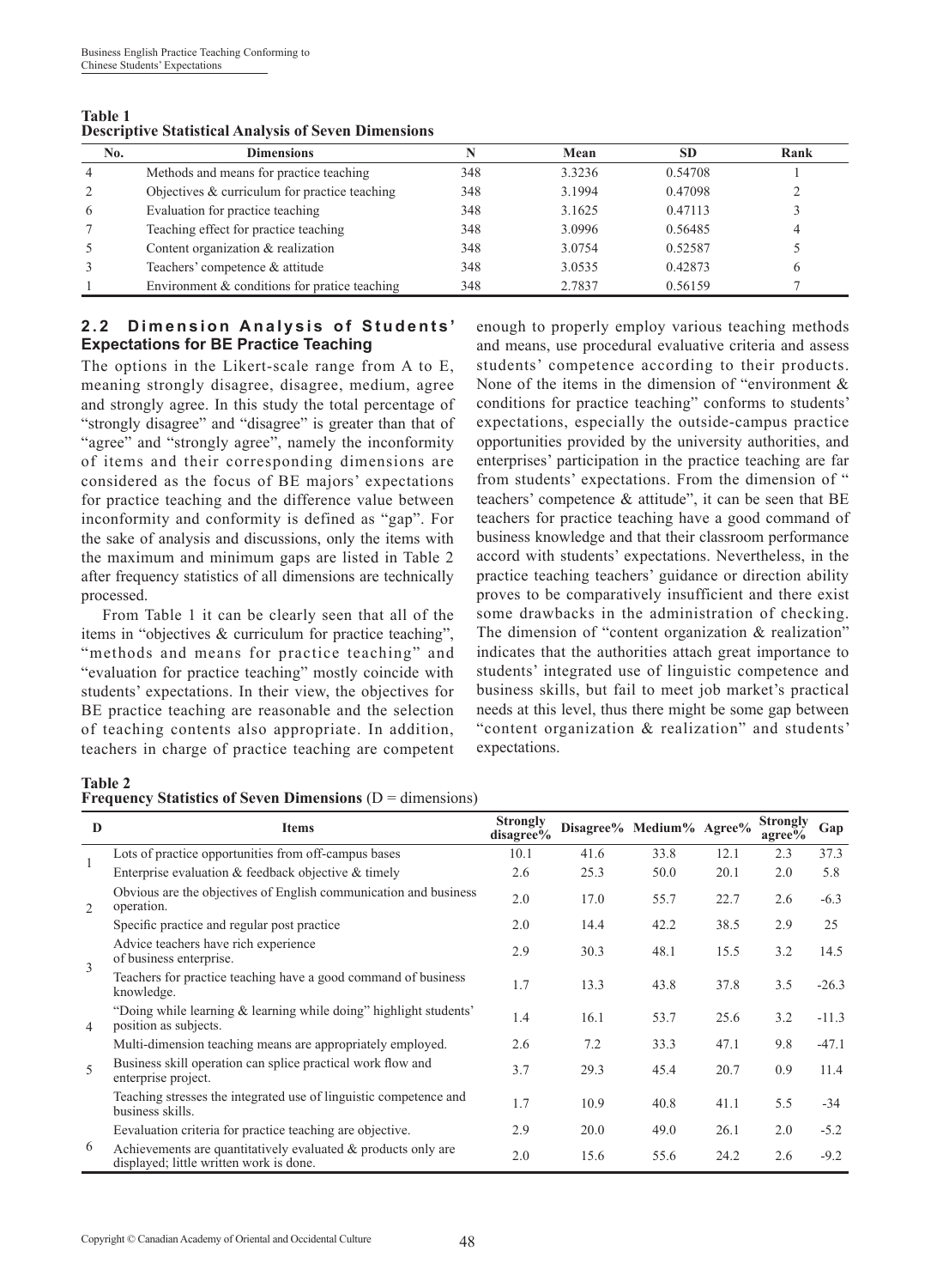**Table 1**
**Descriptive Statistical Analysis of Seven Dimensions**

| No. | Dimensions | N | Mean | SD | Rank |
|---|---|---|---|---|---|
| 4 | Methods and means for practice teaching | 348 | 3.3236 | 0.54708 | 1 |
| 2 | Objectives & curriculum for practice teaching | 348 | 3.1994 | 0.47098 | 2 |
| 6 | Evaluation for practice teaching | 348 | 3.1625 | 0.47113 | 3 |
| 7 | Teaching effect for practice teaching | 348 | 3.0996 | 0.56485 | 4 |
| 5 | Content organization & realization | 348 | 3.0754 | 0.52587 | 5 |
| 3 | Teachers' competence & attitude | 348 | 3.0535 | 0.42873 | 6 |
| 1 | Environment & conditions for pratice teaching | 348 | 2.7837 | 0.56159 | 7 |

### 2.2 Dimension Analysis of Students' Expectations for BE Practice Teaching

The options in the Likert-scale range from A to E, meaning strongly disagree, disagree, medium, agree and strongly agree. In this study the total percentage of "strongly disagree" and "disagree" is greater than that of "agree" and "strongly agree", namely the inconformity of items and their corresponding dimensions are considered as the focus of BE majors' expectations for practice teaching and the difference value between inconformity and conformity is defined as "gap". For the sake of analysis and discussions, only the items with the maximum and minimum gaps are listed in Table 2 after frequency statistics of all dimensions are technically processed.

From Table 1 it can be clearly seen that all of the items in "objectives & curriculum for practice teaching", "methods and means for practice teaching" and "evaluation for practice teaching" mostly coincide with students' expectations. In their view, the objectives for BE practice teaching are reasonable and the selection of teaching contents also appropriate. In addition, teachers in charge of practice teaching are competent enough to properly employ various teaching methods and means, use procedural evaluative criteria and assess students' competence according to their products. None of the items in the dimension of "environment & conditions for practice teaching" conforms to students' expectations, especially the outside-campus practice opportunities provided by the university authorities, and enterprises' participation in the practice teaching are far from students' expectations. From the dimension of " teachers' competence & attitude", it can be seen that BE teachers for practice teaching have a good command of business knowledge and that their classroom performance accord with students' expectations. Nevertheless, in the practice teaching teachers' guidance or direction ability proves to be comparatively insufficient and there exist some drawbacks in the administration of checking. The dimension of "content organization & realization" indicates that the authorities attach great importance to students' integrated use of linguistic competence and business skills, but fail to meet job market's practical needs at this level, thus there might be some gap between "content organization & realization" and students' expectations.

**Table 2**
**Frequency Statistics of Seven Dimensions** (D = dimensions)

| D | Items | Strongly disagree% | Disagree% | Medium% | Agree% | Strongly agree% | Gap |
|---|---|---|---|---|---|---|---|
| 1 | Lots of practice opportunities from off-campus bases | 10.1 | 41.6 | 33.8 | 12.1 | 2.3 | 37.3 |
| | Enterprise evaluation & feedback objective & timely | 2.6 | 25.3 | 50.0 | 20.1 | 2.0 | 5.8 |
| 2 | Obvious are the objectives of English communication and business operation. | 2.0 | 17.0 | 55.7 | 22.7 | 2.6 | -6.3 |
| | Specific practice and regular post practice | 2.0 | 14.4 | 42.2 | 38.5 | 2.9 | 25 |
| 3 | Advice teachers have rich experience of business enterprise. | 2.9 | 30.3 | 48.1 | 15.5 | 3.2 | 14.5 |
| | Teachers for practice teaching have a good command of business knowledge. | 1.7 | 13.3 | 43.8 | 37.8 | 3.5 | -26.3 |
| 4 | "Doing while learning & learning while doing" highlight students' position as subjects. | 1.4 | 16.1 | 53.7 | 25.6 | 3.2 | -11.3 |
| | Multi-dimension teaching means are appropriately employed. | 2.6 | 7.2 | 33.3 | 47.1 | 9.8 | -47.1 |
| 5 | Business skill operation can splice practical work flow and enterprise project. | 3.7 | 29.3 | 45.4 | 20.7 | 0.9 | 11.4 |
| | Teaching stresses the integrated use of linguistic competence and business skills. | 1.7 | 10.9 | 40.8 | 41.1 | 5.5 | -34 |
| 6 | Eevaluation criteria for practice teaching are objective. | 2.9 | 20.0 | 49.0 | 26.1 | 2.0 | -5.2 |
| | Achievements are quantitatively evaluated & products only are displayed; little written work is done. | 2.0 | 15.6 | 55.6 | 24.2 | 2.6 | -9.2 |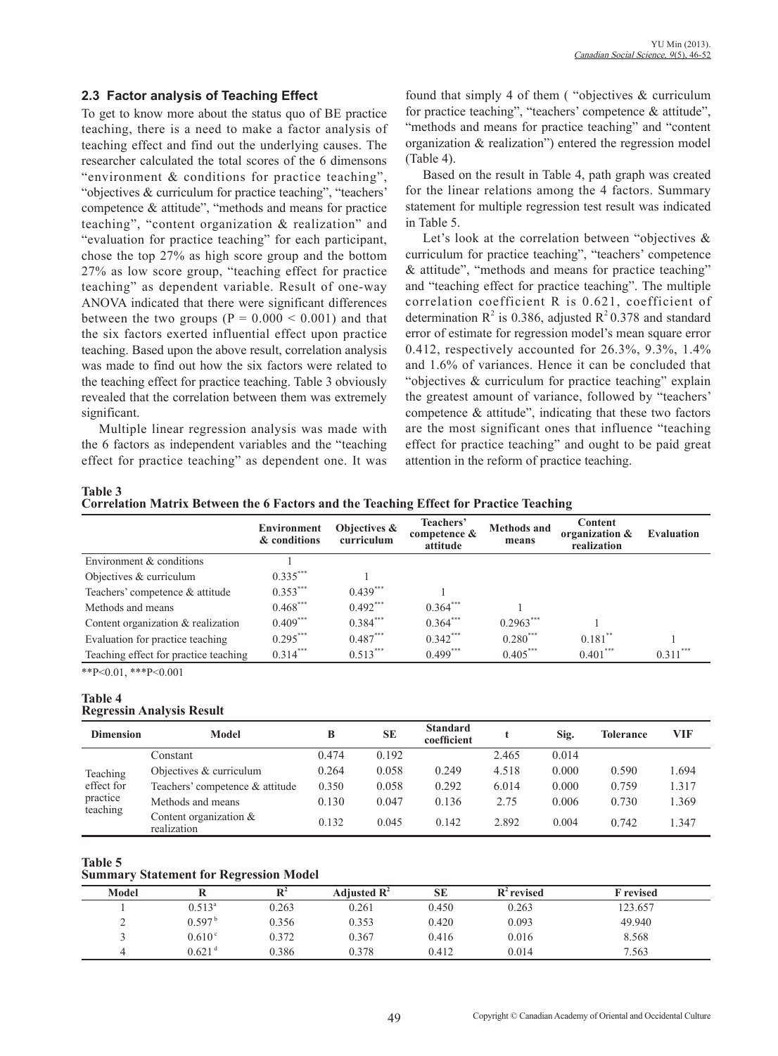### 2.3 Factor analysis of Teaching Effect

To get to know more about the status quo of BE practice teaching, there is a need to make a factor analysis of teaching effect and find out the underlying causes. The researcher calculated the total scores of the 6 dimensons "environment & conditions for practice teaching", "objectives & curriculum for practice teaching", "teachers' competence & attitude", "methods and means for practice teaching", "content organization & realization" and "evaluation for practice teaching" for each participant, chose the top 27% as high score group and the bottom 27% as low score group, "teaching effect for practice teaching" as dependent variable. Result of one-way ANOVA indicated that there were significant differences between the two groups ($P = 0.000 < 0.001$) and that the six factors exerted influential effect upon practice teaching. Based upon the above result, correlation analysis was made to find out how the six factors were related to the teaching effect for practice teaching. Table 3 obviously revealed that the correlation between them was extremely significant.

Multiple linear regression analysis was made with the 6 factors as independent variables and the "teaching effect for practice teaching" as dependent one. It was found that simply 4 of them ( "objectives & curriculum for practice teaching", "teachers' competence & attitude", "methods and means for practice teaching" and "content organization & realization") entered the regression model (Table 4).

Based on the result in Table 4, path graph was created for the linear relations among the 4 factors. Summary statement for multiple regression test result was indicated in Table 5.

Let's look at the correlation between "objectives & curriculum for practice teaching", "teachers' competence & attitude", "methods and means for practice teaching" and "teaching effect for practice teaching". The multiple correlation coefficient R is 0.621, coefficient of determination $R^2$ is 0.386, adjusted $R^2$ 0.378 and standard error of estimate for regression model's mean square error 0.412, respectively accounted for 26.3%, 9.3%, 1.4% and 1.6% of variances. Hence it can be concluded that "objectives & curriculum for practice teaching" explain the greatest amount of variance, followed by "teachers' competence & attitude", indicating that these two factors are the most significant ones that influence "teaching effect for practice teaching" and ought to be paid great attention in the reform of practice teaching.

**Table 3**
**Correlation Matrix Between the 6 Factors and the Teaching Effect for Practice Teaching**

| | Environment & conditions | Objectives & curriculum | Teachers' competence & attitude | Methods and means | Content organization & realization | Evaluation |
|---|---|---|---|---|---|---|
| Environment & conditions | 1 | | | | | |
| Objectives & curriculum | 0.335*** | 1 | | | | |
| Teachers' competence & attitude | 0.353*** | 0.439*** | 1 | | | |
| Methods and means | 0.468*** | 0.492*** | 0.364*** | 1 | | |
| Content organization & realization | 0.409*** | 0.384*** | 0.364*** | 0.2963*** | 1 | |
| Evaluation for practice teaching | 0.295*** | 0.487*** | 0.342*** | 0.280*** | 0.181** | 1 |
| Teaching effect for practice teaching | 0.314*** | 0.513*** | 0.499*** | 0.405*** | 0.401*** | 0.311*** |

**P<0.01, ***P<0.001

**Table 4**
**Regressin Analysis Result**

| Dimension | Model | B | SE | Standard coefficient | t | Sig. | Tolerance | VIF |
|---|---|---|---|---|---|---|---|---|
| Teaching effect for practice teaching | Constant | 0.474 | 0.192 | | 2.465 | 0.014 | | |
| | Objectives & curriculum | 0.264 | 0.058 | 0.249 | 4.518 | 0.000 | 0.590 | 1.694 |
| | Teachers' competence & attitude | 0.350 | 0.058 | 0.292 | 6.014 | 0.000 | 0.759 | 1.317 |
| | Methods and means | 0.130 | 0.047 | 0.136 | 2.75 | 0.006 | 0.730 | 1.369 |
| | Content organization & realization | 0.132 | 0.045 | 0.142 | 2.892 | 0.004 | 0.742 | 1.347 |

**Table 5**
**Summary Statement for Regression Model**

| Model | R | $R^2$ | Adjusted $R^2$ | SE | $R^2$ revised | F revised |
|---|---|---|---|---|---|---|
| 1 | 0.513[a] | 0.263 | 0.261 | 0.450 | 0.263 | 123.657 |
| 2 | 0.597[b] | 0.356 | 0.353 | 0.420 | 0.093 | 49.940 |
| 3 | 0.610[c] | 0.372 | 0.367 | 0.416 | 0.016 | 8.568 |
| 4 | 0.621[d] | 0.386 | 0.378 | 0.412 | 0.014 | 7.563 |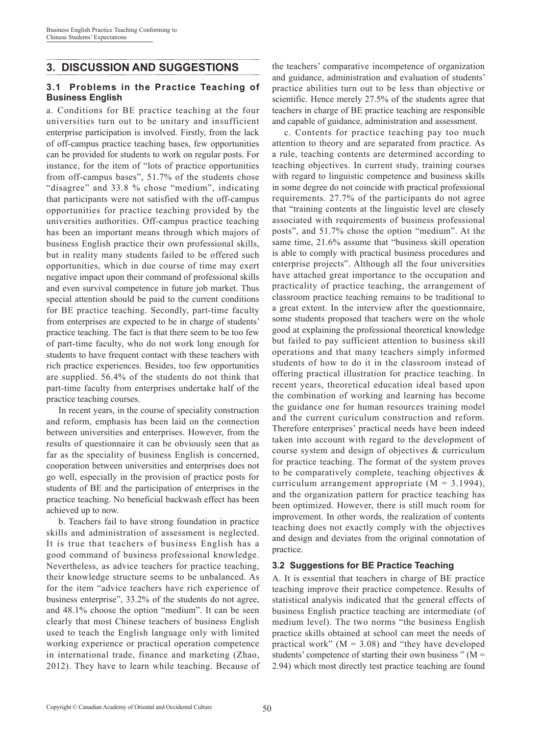## 3. DISCUSSION AND SUGGESTIONS

### 3.1 Problems in the Practice Teaching of Business English

a. Conditions for BE practice teaching at the four universities turn out to be unitary and insufficient enterprise participation is involved. Firstly, from the lack of off-campus practice teaching bases, few opportunities can be provided for students to work on regular posts. For instance, for the item of "lots of practice opportunities from off-campus bases", 51.7% of the students chose "disagree" and 33.8 % chose "medium", indicating that participants were not satisfied with the off-campus opportunities for practice teaching provided by the universities authorities. Off-campus practice teaching has been an important means through which majors of business English practice their own professional skills, but in reality many students failed to be offered such opportunities, which in due course of time may exert negative impact upon their command of professional skills and even survival competence in future job market. Thus special attention should be paid to the current conditions for BE practice teaching. Secondly, part-time faculty from enterprises are expected to be in charge of students' practice teaching. The fact is that there seem to be too few of part-time faculty, who do not work long enough for students to have frequent contact with these teachers with rich practice experiences. Besides, too few opportunities are supplied. 56.4% of the students do not think that part-time faculty from enterprises undertake half of the practice teaching courses.

In recent years, in the course of speciality construction and reform, emphasis has been laid on the connection between universities and enterprises. However, from the results of questionnaire it can be obviously seen that as far as the speciality of business English is concerned, cooperation between universities and enterprises does not go well, especially in the provision of practice posts for students of BE and the participation of enterprises in the practice teaching. No beneficial backwash effect has been achieved up to now.

b. Teachers fail to have strong foundation in practice skills and administration of assessment is neglected. It is true that teachers of business English has a good command of business professional knowledge. Nevertheless, as advice teachers for practice teaching, their knowledge structure seems to be unbalanced. As for the item "advice teachers have rich experience of business enterprise", 33.2% of the students do not agree, and 48.1% choose the option "medium". It can be seen clearly that most Chinese teachers of business English used to teach the English language only with limited working experience or practical operation competence in international trade, finance and marketing (Zhao, 2012). They have to learn while teaching. Because of the teachers' comparative incompetence of organization and guidance, administration and evaluation of students' practice abilities turn out to be less than objective or scientific. Hence merely 27.5% of the students agree that teachers in charge of BE practice teaching are responsible and capable of guidance, administration and assessment.

c. Contents for practice teaching pay too much attention to theory and are separated from practice. As a rule, teaching contents are determined according to teaching objectives. In current study, training courses with regard to linguistic competence and business skills in some degree do not coincide with practical professional requirements. 27.7% of the participants do not agree that "training contents at the linguistic level are closely associated with requirements of business professional posts", and 51.7% chose the option "medium". At the same time, 21.6% assume that "business skill operation is able to comply with practical business procedures and enterprise projects". Although all the four universities have attached great importance to the occupation and practicality of practice teaching, the arrangement of classroom practice teaching remains to be traditional to a great extent. In the interview after the questionnaire, some students proposed that teachers were on the whole good at explaining the professional theoretical knowledge but failed to pay sufficient attention to business skill operations and that many teachers simply informed students of how to do it in the classroom instead of offering practical illustration for practice teaching. In recent years, theoretical education ideal based upon the combination of working and learning has become the guidance one for human resources training model and the current curiculum construction and reform. Therefore enterprises' practical needs have been indeed taken into account with regard to the development of course system and design of objectives & curriculum for practice teaching. The format of the system proves to be comparatively complete, teaching objectives & curriculum arrangement appropriate ($M = 3.1994$), and the organization pattern for practice teaching has been optimized. However, there is still much room for improvement. In other words, the realization of contents teaching does not exactly comply with the objectives and design and deviates from the original connotation of practice.

### 3.2 Suggestions for BE Practice Teaching

A. It is essential that teachers in charge of BE practice teaching improve their practice competence. Results of statistical analysis indicated that the general effects of business English practice teaching are intermediate (of medium level). The two norms "the business English practice skills obtained at school can meet the needs of practical work" ($M = 3.08$) and "they have developed students' competence of starting their own business " ($M = 2.94$) which most directly test practice teaching are found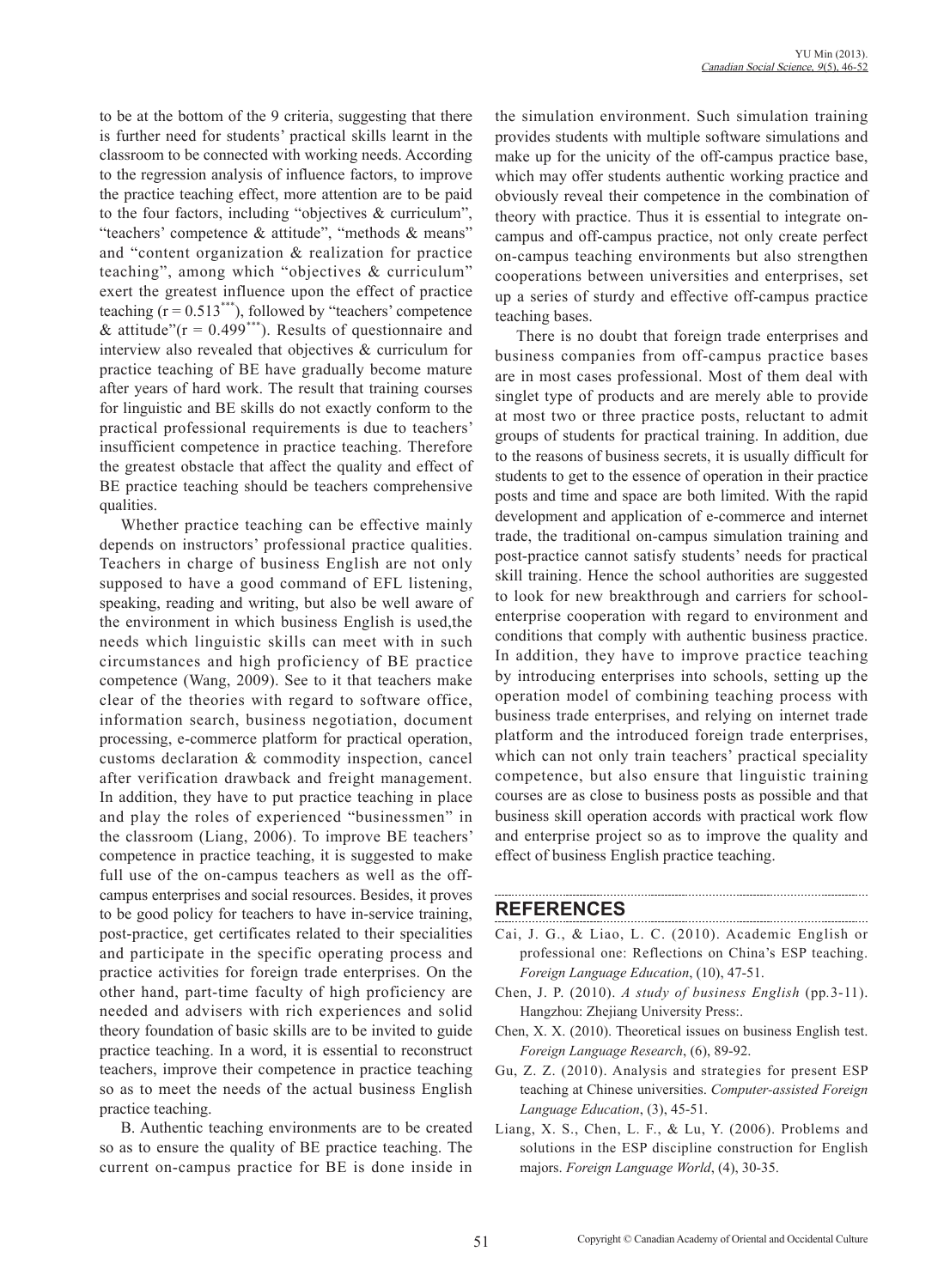to be at the bottom of the 9 criteria, suggesting that there is further need for students' practical skills learnt in the classroom to be connected with working needs. According to the regression analysis of influence factors, to improve the practice teaching effect, more attention are to be paid to the four factors, including "objectives & curriculum", "teachers' competence & attitude", "methods & means" and "content organization & realization for practice teaching", among which "objectives & curriculum" exert the greatest influence upon the effect of practice teaching ($r = 0.513^{***}$), followed by "teachers' competence & attitude"($r = 0.499^{***}$). Results of questionnaire and interview also revealed that objectives & curriculum for practice teaching of BE have gradually become mature after years of hard work. The result that training courses for linguistic and BE skills do not exactly conform to the practical professional requirements is due to teachers' insufficient competence in practice teaching. Therefore the greatest obstacle that affect the quality and effect of BE practice teaching should be teachers comprehensive qualities.

Whether practice teaching can be effective mainly depends on instructors' professional practice qualities. Teachers in charge of business English are not only supposed to have a good command of EFL listening, speaking, reading and writing, but also be well aware of the environment in which business English is used,the needs which linguistic skills can meet with in such circumstances and high proficiency of BE practice competence (Wang, 2009). See to it that teachers make clear of the theories with regard to software office, information search, business negotiation, document processing, e-commerce platform for practical operation, customs declaration & commodity inspection, cancel after verification drawback and freight management. In addition, they have to put practice teaching in place and play the roles of experienced "businessmen" in the classroom (Liang, 2006). To improve BE teachers' competence in practice teaching, it is suggested to make full use of the on-campus teachers as well as the off-campus enterprises and social resources. Besides, it proves to be good policy for teachers to have in-service training, post-practice, get certificates related to their specialities and participate in the specific operating process and practice activities for foreign trade enterprises. On the other hand, part-time faculty of high proficiency are needed and advisers with rich experiences and solid theory foundation of basic skills are to be invited to guide practice teaching. In a word, it is essential to reconstruct teachers, improve their competence in practice teaching so as to meet the needs of the actual business English practice teaching.

B. Authentic teaching environments are to be created so as to ensure the quality of BE practice teaching. The current on-campus practice for BE is done inside in the simulation environment. Such simulation training provides students with multiple software simulations and make up for the unicity of the off-campus practice base, which may offer students authentic working practice and obviously reveal their competence in the combination of theory with practice. Thus it is essential to integrate on-campus and off-campus practice, not only create perfect on-campus teaching environments but also strengthen cooperations between universities and enterprises, set up a series of sturdy and effective off-campus practice teaching bases.

There is no doubt that foreign trade enterprises and business companies from off-campus practice bases are in most cases professional. Most of them deal with singlet type of products and are merely able to provide at most two or three practice posts, reluctant to admit groups of students for practical training. In addition, due to the reasons of business secrets, it is usually difficult for students to get to the essence of operation in their practice posts and time and space are both limited. With the rapid development and application of e-commerce and internet trade, the traditional on-campus simulation training and post-practice cannot satisfy students' needs for practical skill training. Hence the school authorities are suggested to look for new breakthrough and carriers for school-enterprise cooperation with regard to environment and conditions that comply with authentic business practice. In addition, they have to improve practice teaching by introducing enterprises into schools, setting up the operation model of combining teaching process with business trade enterprises, and relying on internet trade platform and the introduced foreign trade enterprises, which can not only train teachers' practical speciality competence, but also ensure that linguistic training courses are as close to business posts as possible and that business skill operation accords with practical work flow and enterprise project so as to improve the quality and effect of business English practice teaching.

## REFERENCES

Cai, J. G., & Liao, L. C. (2010). Academic English or professional one: Reflections on China's ESP teaching. *Foreign Language Education*, (10), 47-51.

Chen, J. P. (2010). *A study of business English* (pp.3-11). Hangzhou: Zhejiang University Press:.

Chen, X. X. (2010). Theoretical issues on business English test. *Foreign Language Research*, (6), 89-92.

Gu, Z. Z. (2010). Analysis and strategies for present ESP teaching at Chinese universities. *Computer-assisted Foreign Language Education*, (3), 45-51.

Liang, X. S., Chen, L. F., & Lu, Y. (2006). Problems and solutions in the ESP discipline construction for English majors. *Foreign Language World*, (4), 30-35.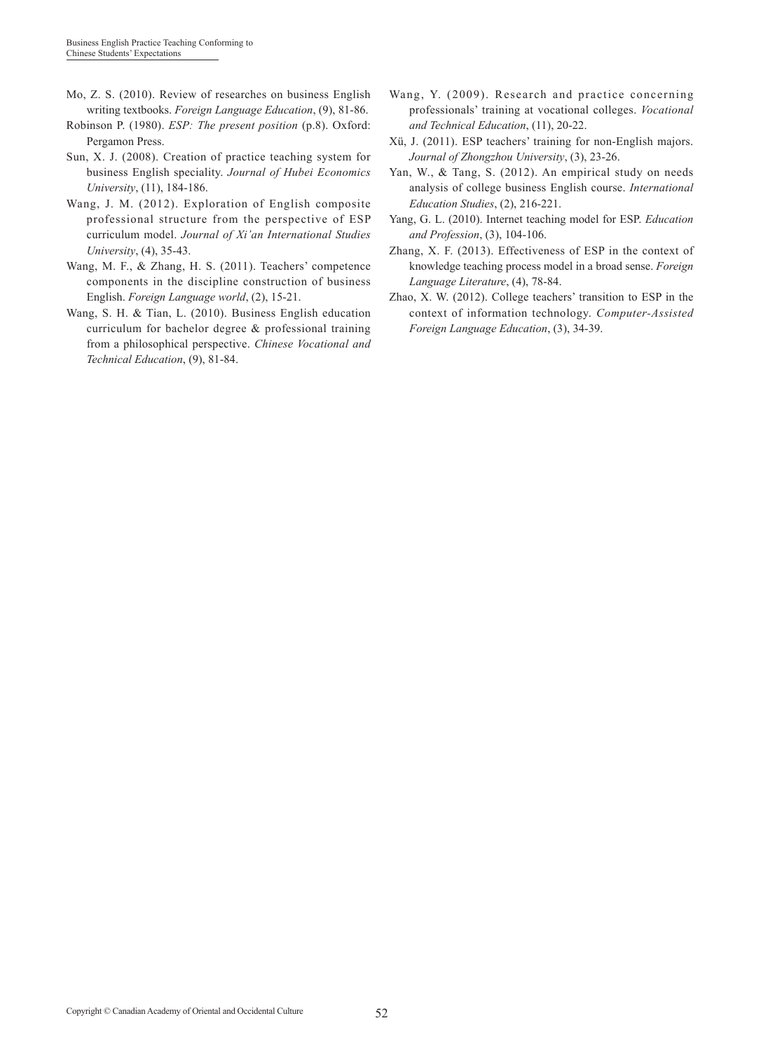Mo, Z. S. (2010). Review of researches on business English writing textbooks. *Foreign Language Education*, (9), 81-86.

Robinson P. (1980). *ESP: The present position* (p.8). Oxford: Pergamon Press.

Sun, X. J. (2008). Creation of practice teaching system for business English speciality. *Journal of Hubei Economics University*, (11), 184-186.

Wang, J. M. (2012). Exploration of English composite professional structure from the perspective of ESP curriculum model. *Journal of Xi'an International Studies University*, (4), 35-43.

Wang, M. F., & Zhang, H. S. (2011). Teachers' competence components in the discipline construction of business English. *Foreign Language world*, (2), 15-21.

Wang, S. H. & Tian, L. (2010). Business English education curriculum for bachelor degree & professional training from a philosophical perspective. *Chinese Vocational and Technical Education*, (9), 81-84.

Wang, Y. (2009). Research and practice concerning professionals' training at vocational colleges. *Vocational and Technical Education*, (11), 20-22.

Xü, J. (2011). ESP teachers' training for non-English majors. *Journal of Zhongzhou University*, (3), 23-26.

Yan, W., & Tang, S. (2012). An empirical study on needs analysis of college business English course. *International Education Studies*, (2), 216-221.

Yang, G. L. (2010). Internet teaching model for ESP. *Education and Profession*, (3), 104-106.

Zhang, X. F. (2013). Effectiveness of ESP in the context of knowledge teaching process model in a broad sense. *Foreign Language Literature*, (4), 78-84.

Zhao, X. W. (2012). College teachers' transition to ESP in the context of information technology. *Computer-Assisted Foreign Language Education*, (3), 34-39.